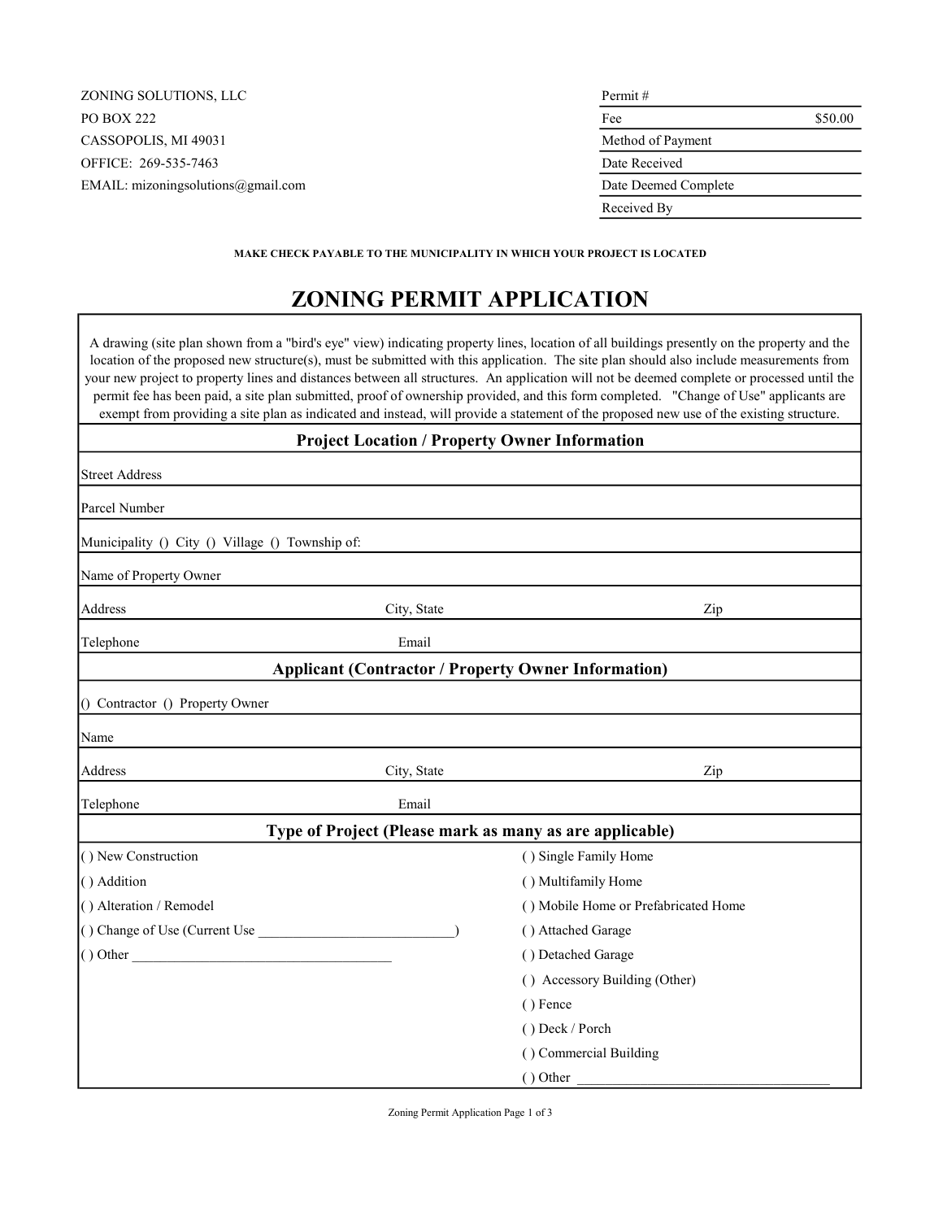ZONING SOLUTIONS, LLC
PO BOX 222
CASSOPOLIS, MI 49031
OFFICE: 269-535-7463
EMAIL: mizoningsolutions@gmail.com

| Permit # | |
|---|---|
| Fee | $50.00 |
| Method of Payment | |
| Date Received | |
| Date Deemed Complete | |
| Received By | |

**MAKE CHECK PAYABLE TO THE MUNICIPALITY IN WHICH YOUR PROJECT IS LOCATED**

# ZONING PERMIT APPLICATION

A drawing (site plan shown from a "bird's eye" view) indicating property lines, location of all buildings presently on the property and the location of the proposed new structure(s), must be submitted with this application. The site plan should also include measurements from your new project to property lines and distances between all structures. An application will not be deemed complete or processed until the permit fee has been paid, a site plan submitted, proof of ownership provided, and this form completed. "Change of Use" applicants are exempt from providing a site plan as indicated and instead, will provide a statement of the proposed new use of the existing structure.

## Project Location / Property Owner Information

Street Address

Parcel Number

Municipality () City () Village () Township of:

Name of Property Owner

Address | City, State | Zip

Telephone | Email

## Applicant (Contractor / Property Owner Information)

() Contractor () Property Owner

Name

Address | City, State | Zip

Telephone | Email

## Type of Project (Please mark as many as are applicable)

( ) New Construction
( ) Addition
( ) Alteration / Remodel
( ) Change of Use (Current Use ____________________________)
( ) Other _____________________________________

( ) Single Family Home
( ) Multifamily Home
( ) Mobile Home or Prefabricated Home
( ) Attached Garage
( ) Detached Garage
( ) Accessory Building (Other)
( ) Fence
( ) Deck / Porch
( ) Commercial Building
( ) Other _____________________________________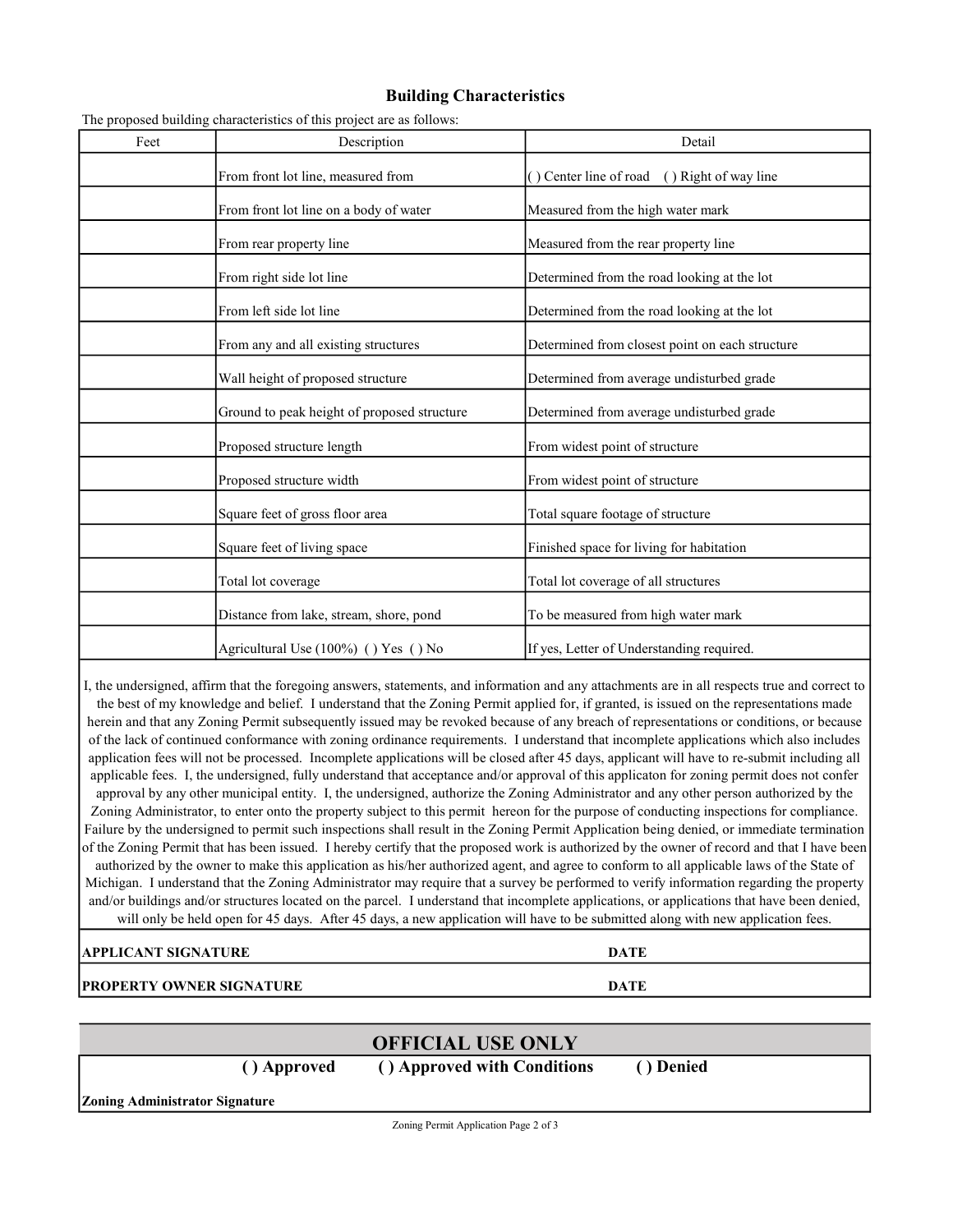## Building Characteristics

The proposed building characteristics of this project are as follows:

| Feet | Description | Detail |
|---|---|---|
| | From front lot line, measured from | ( ) Center line of road ( ) Right of way line |
| | From front lot line on a body of water | Measured from the high water mark |
| | From rear property line | Measured from the rear property line |
| | From right side lot line | Determined from the road looking at the lot |
| | From left side lot line | Determined from the road looking at the lot |
| | From any and all existing structures | Determined from closest point on each structure |
| | Wall height of proposed structure | Determined from average undisturbed grade |
| | Ground to peak height of proposed structure | Determined from average undisturbed grade |
| | Proposed structure length | From widest point of structure |
| | Proposed structure width | From widest point of structure |
| | Square feet of gross floor area | Total square footage of structure |
| | Square feet of living space | Finished space for living for habitation |
| | Total lot coverage | Total lot coverage of all structures |
| | Distance from lake, stream, shore, pond | To be measured from high water mark |
| | Agricultural Use (100%) ( ) Yes ( ) No | If yes, Letter of Understanding required. |

I, the undersigned, affirm that the foregoing answers, statements, and information and any attachments are in all respects true and correct to the best of my knowledge and belief. I understand that the Zoning Permit applied for, if granted, is issued on the representations made herein and that any Zoning Permit subsequently issued may be revoked because of any breach of representations or conditions, or because of the lack of continued conformance with zoning ordinance requirements. I understand that incomplete applications which also includes application fees will not be processed. Incomplete applications will be closed after 45 days, applicant will have to re-submit including all applicable fees. I, the undersigned, fully understand that acceptance and/or approval of this applicaton for zoning permit does not confer approval by any other municipal entity. I, the undersigned, authorize the Zoning Administrator and any other person authorized by the Zoning Administrator, to enter onto the property subject to this permit hereon for the purpose of conducting inspections for compliance. Failure by the undersigned to permit such inspections shall result in the Zoning Permit Application being denied, or immediate termination of the Zoning Permit that has been issued. I hereby certify that the proposed work is authorized by the owner of record and that I have been authorized by the owner to make this application as his/her authorized agent, and agree to conform to all applicable laws of the State of Michigan. I understand that the Zoning Administrator may require that a survey be performed to verify information regarding the property and/or buildings and/or structures located on the parcel. I understand that incomplete applications, or applications that have been denied, will only be held open for 45 days. After 45 days, a new application will have to be submitted along with new application fees.

| | |
|---|---|
| **APPLICANT SIGNATURE** | **DATE** |
| **PROPERTY OWNER SIGNATURE** | **DATE** |

## OFFICIAL USE ONLY

**( ) Approved** **( ) Approved with Conditions** **( ) Denied**

**Zoning Administrator Signature**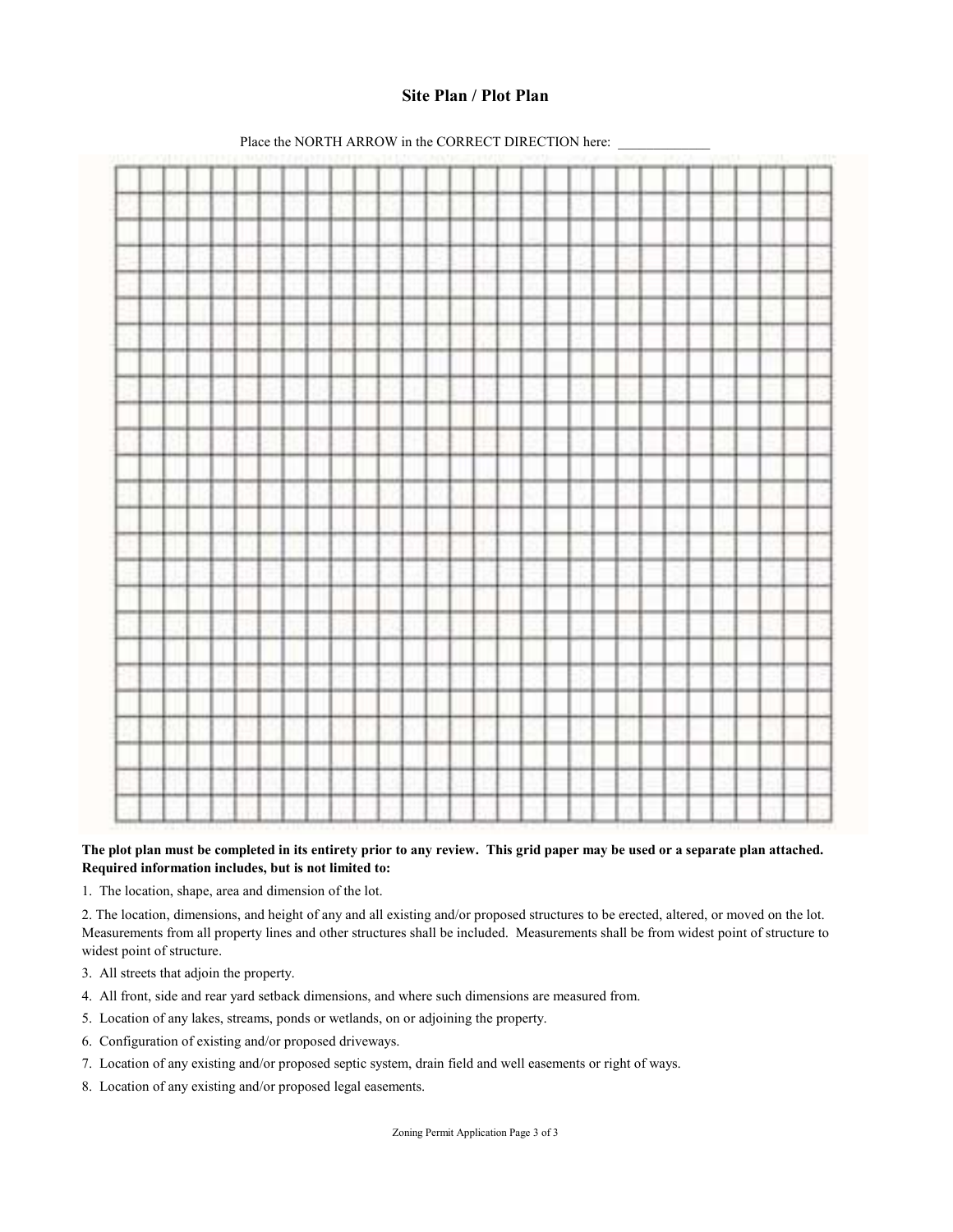# Site Plan / Plot Plan

Place the NORTH ARROW in the CORRECT DIRECTION here: _____________

**The plot plan must be completed in its entirety prior to any review. This grid paper may be used or a separate plan attached. Required information includes, but is not limited to:**

1. The location, shape, area and dimension of the lot.
2. The location, dimensions, and height of any and all existing and/or proposed structures to be erected, altered, or moved on the lot. Measurements from all property lines and other structures shall be included. Measurements shall be from widest point of structure to widest point of structure.
3. All streets that adjoin the property.
4. All front, side and rear yard setback dimensions, and where such dimensions are measured from.
5. Location of any lakes, streams, ponds or wetlands, on or adjoining the property.
6. Configuration of existing and/or proposed driveways.
7. Location of any existing and/or proposed septic system, drain field and well easements or right of ways.
8. Location of any existing and/or proposed legal easements.